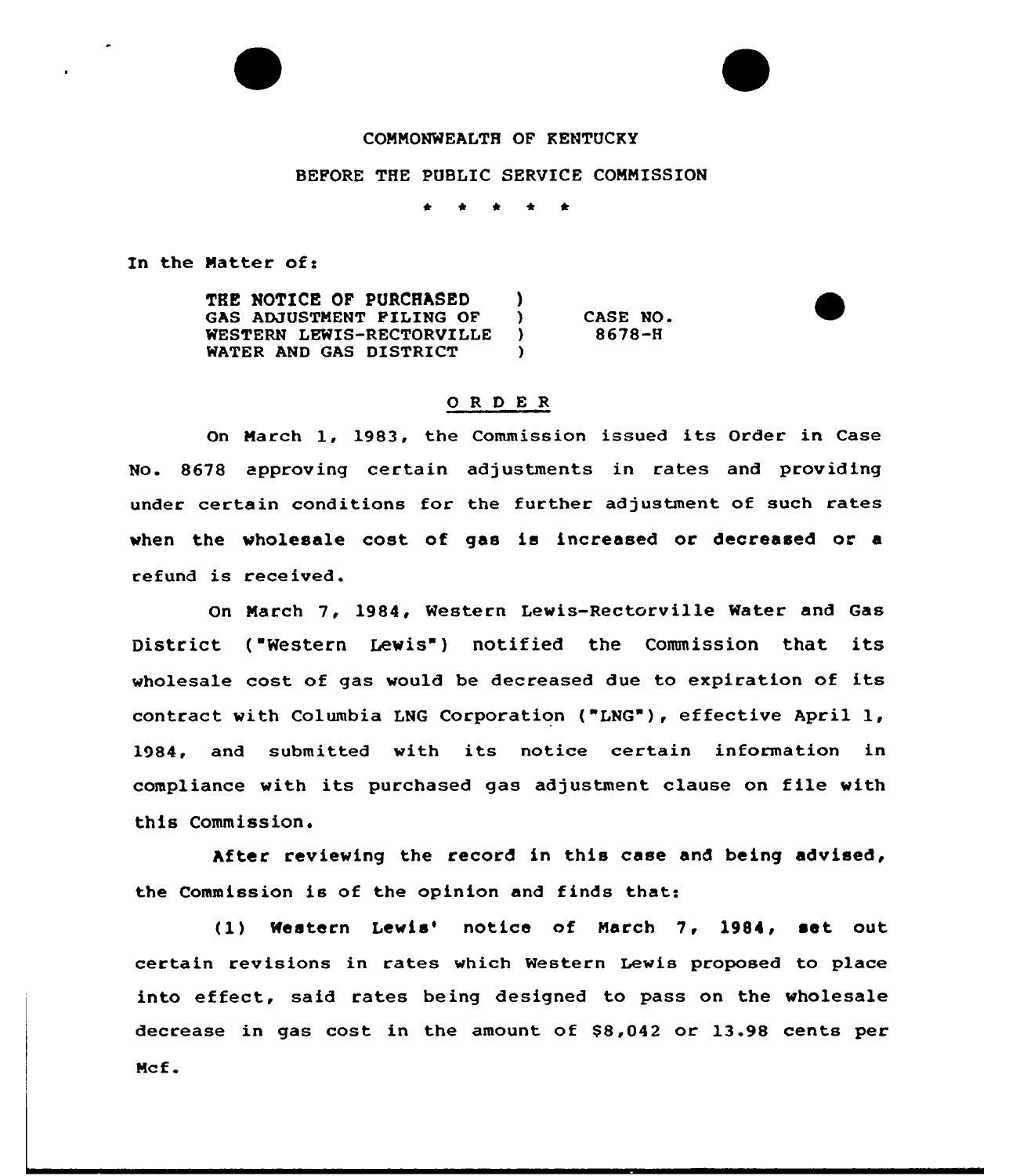COMMONWEALTH OF KENTUCKY

BEFORE THE PUBLIC SERVICE COMMISSION

\* \* \* \* \*

In the Matter of:

| | | |
|---|---|---|
| THE NOTICE OF PURCHASED GAS ADJUSTMENT FILING OF WESTERN LEWIS-RECTORVILLE WATER AND GAS DISTRICT | ) | CASE NO. 8678-H |

## O R D E R

On March 1, 1983, the Commission issued its Order in Case No. 8678 approving certain adjustments in rates and providing under certain conditions for the further adjustment of such rates when the wholesale cost of gas is increased or decreased or a refund is received.

On March 7, 1984, Western Lewis-Rectorville Water and Gas District ("Western Lewis") notified the Commission that its wholesale cost of gas would be decreased due to expiration of its contract with Columbia LNG Corporation ("LNG"), effective April 1, 1984, and submitted with its notice certain information in compliance with its purchased gas adjustment clause on file with this Commission.

After reviewing the record in this case and being advised, the Commission is of the opinion and finds that:

(1) Western Lewis' notice of March 7, 1984, set out certain revisions in rates which Western Lewis proposed to place into effect, said rates being designed to pass on the wholesale decrease in gas cost in the amount of $8,042 or 13.98 cents per Mcf.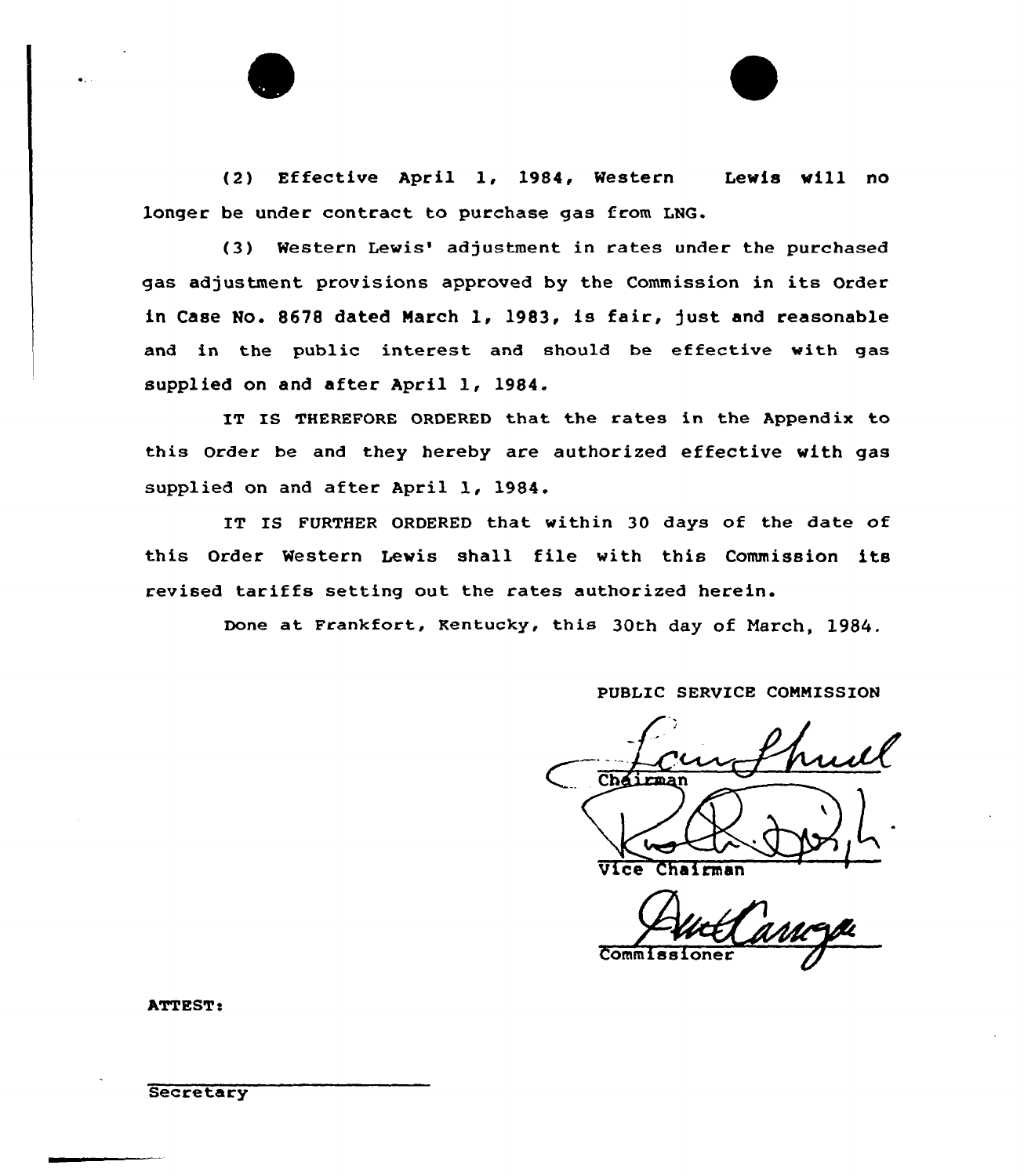(2) Effective April 1, 1984, Western Lewis will no longer be under contract to purchase gas from LNG.

(3) Western Lewis' adjustment in rates under the purchased gas adjustment provisions approved by the Commission in its Order in Case No. 8678 dated March 1, 1983, is fair, just and reasonable and in the public interest and should be effective with gas supplied on and after April 1, 1984.

IT IS THEREFORE ORDERED that the rates in the Appendix to this Order be and they hereby are authorized effective with gas supplied on and after April 1, 1984.

IT IS FURTHER ORDERED that within 30 days of the date of this Order Western Lewis shall file with this Commission its revised tariffs setting out the rates authorized herein.

Done at Frankfort, Kentucky, this 30th day of March, 1984.

PUBLIC SERVICE COMMISSION

Chairman

Vice Chairman

Commissioner

ATTEST:

Secretary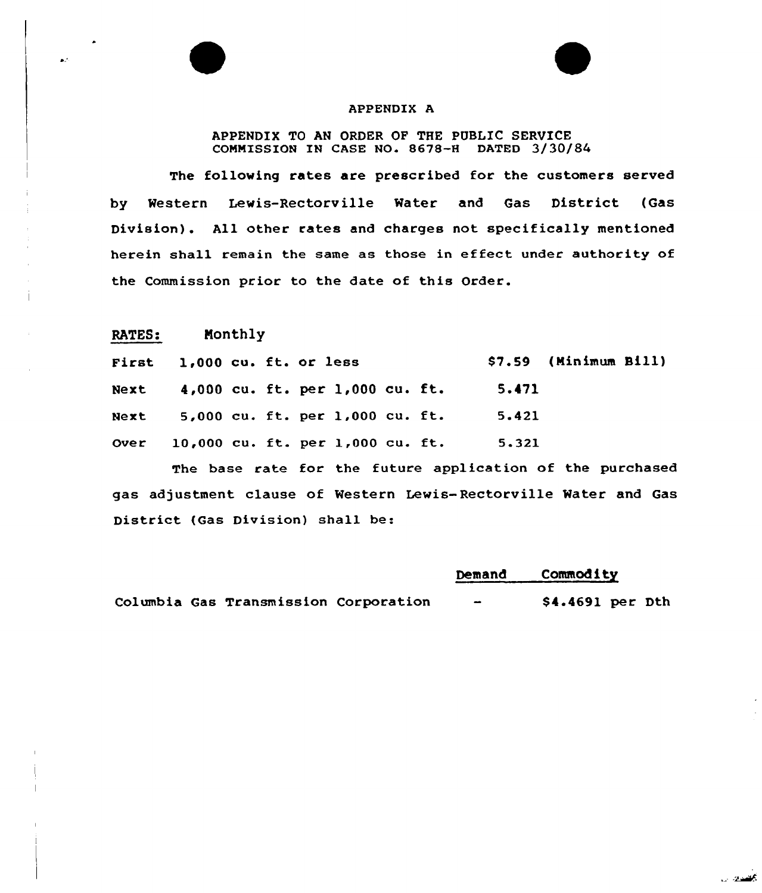# APPENDIX A

APPENDIX TO AN ORDER OF THE PUBLIC SERVICE COMMISSION IN CASE NO. 8678-H DATED 3/30/84

The following rates are prescribed for the customers served by Western Lewis-Rectorville Water and Gas District (Gas Division). All other rates and charges not specifically mentioned herein shall remain the same as those in effect under authority of the Commission prior to the date of this Order.

RATES: Monthly

| | | |
|---|---|---|
| First | 1,000 cu. ft. or less | $7.59 (Minimum Bill) |
| Next | 4,000 cu. ft. per 1,000 cu. ft. | 5.471 |
| Next | 5,000 cu. ft. per 1,000 cu. ft. | 5.421 |
| Over | 10,000 cu. ft. per 1,000 cu. ft. | 5.321 |

The base rate for the future application of the purchased gas adjustment clause of Western Lewis-Rectorville Water and Gas District (Gas Division) shall be:

| | Demand | Commodity |
|---|---|---|
| Columbia Gas Transmission Corporation | - | $4.4691 per Dth |